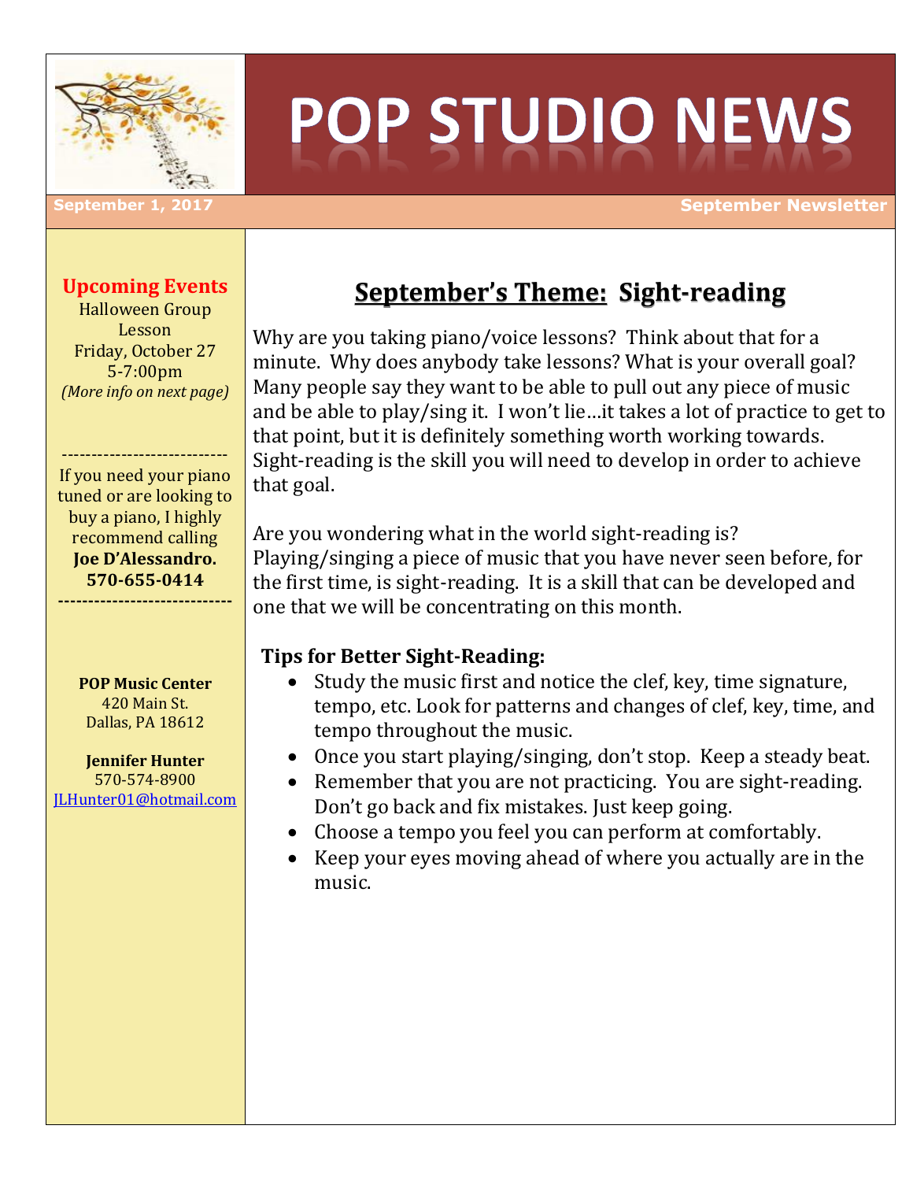# POP STUDIO NEWS

September 1, 2017 | September Newsletter

**Upcoming Events**

Halloween Group Lesson
Friday, October 27
5-7:00pm
*(More info on next page)*

---

If you need your piano tuned or are looking to buy a piano, I highly recommend calling **Joe D'Alessandro. 570-655-0414**

---

**POP Music Center**
420 Main St.
Dallas, PA 18612

**Jennifer Hunter**
570-574-8900
JLHunter01@hotmail.com

## September's Theme: Sight-reading

Why are you taking piano/voice lessons? Think about that for a minute. Why does anybody take lessons? What is your overall goal? Many people say they want to be able to pull out any piece of music and be able to play/sing it. I won't lie…it takes a lot of practice to get to that point, but it is definitely something worth working towards. Sight-reading is the skill you will need to develop in order to achieve that goal.

Are you wondering what in the world sight-reading is? Playing/singing a piece of music that you have never seen before, for the first time, is sight-reading. It is a skill that can be developed and one that we will be concentrating on this month.

**Tips for Better Sight-Reading:**

- Study the music first and notice the clef, key, time signature, tempo, etc. Look for patterns and changes of clef, key, time, and tempo throughout the music.
- Once you start playing/singing, don't stop. Keep a steady beat.
- Remember that you are not practicing. You are sight-reading. Don't go back and fix mistakes. Just keep going.
- Choose a tempo you feel you can perform at comfortably.
- Keep your eyes moving ahead of where you actually are in the music.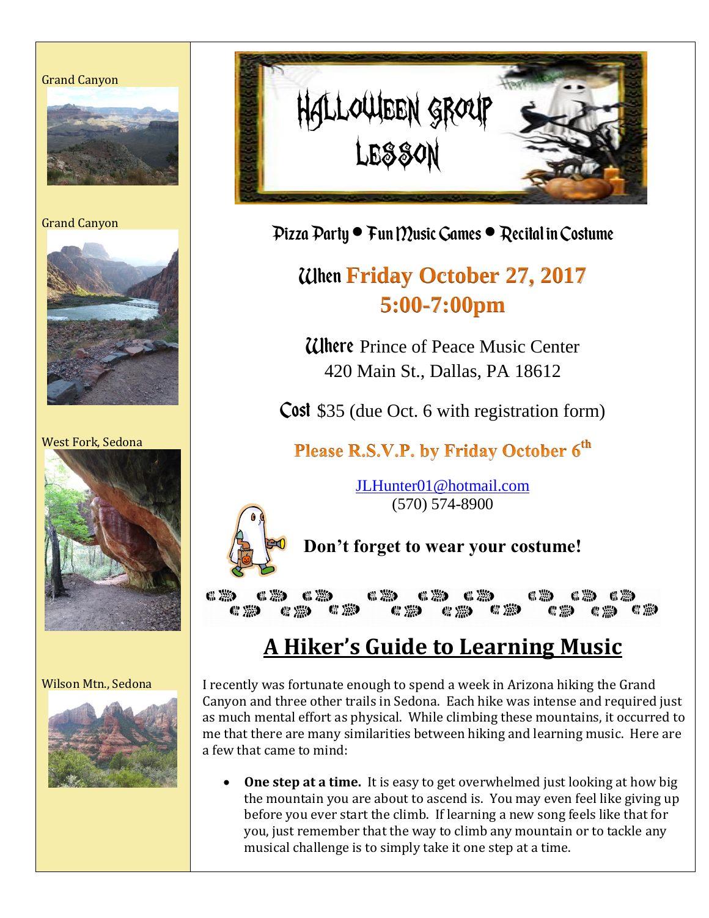Grand Canyon

Grand Canyon

West Fork, Sedona

Wilson Mtn., Sedona

# HALLOWEEN GROUP LESSON

Pizza Party • Fun Music Games • Recital in Costume

**When Friday October 27, 2017**
**5:00-7:00pm**

**Where** Prince of Peace Music Center
420 Main St., Dallas, PA 18612

**Cost** $35 (due Oct. 6 with registration form)

**Please R.S.V.P. by Friday October 6th**

JLHunter01@hotmail.com
(570) 574-8900

**Don't forget to wear your costume!**

## A Hiker's Guide to Learning Music

I recently was fortunate enough to spend a week in Arizona hiking the Grand Canyon and three other trails in Sedona. Each hike was intense and required just as much mental effort as physical. While climbing these mountains, it occurred to me that there are many similarities between hiking and learning music. Here are a few that came to mind:

- **One step at a time.** It is easy to get overwhelmed just looking at how big the mountain you are about to ascend is. You may even feel like giving up before you ever start the climb. If learning a new song feels like that for you, just remember that the way to climb any mountain or to tackle any musical challenge is to simply take it one step at a time.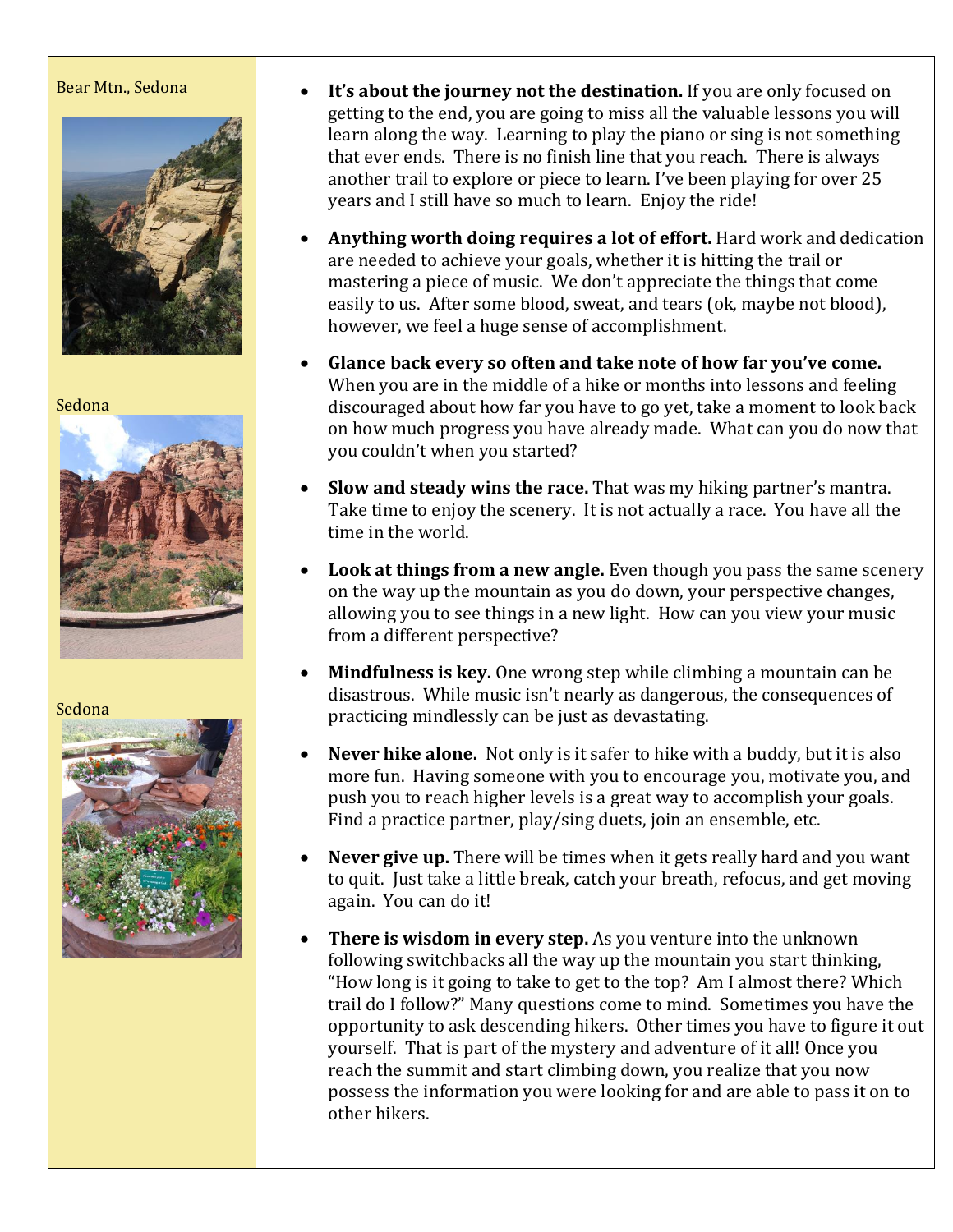Bear Mtn., Sedona

Sedona

Sedona

- **It's about the journey not the destination.** If you are only focused on getting to the end, you are going to miss all the valuable lessons you will learn along the way. Learning to play the piano or sing is not something that ever ends. There is no finish line that you reach. There is always another trail to explore or piece to learn. I've been playing for over 25 years and I still have so much to learn. Enjoy the ride!

- **Anything worth doing requires a lot of effort.** Hard work and dedication are needed to achieve your goals, whether it is hitting the trail or mastering a piece of music. We don't appreciate the things that come easily to us. After some blood, sweat, and tears (ok, maybe not blood), however, we feel a huge sense of accomplishment.

- **Glance back every so often and take note of how far you've come.** When you are in the middle of a hike or months into lessons and feeling discouraged about how far you have to go yet, take a moment to look back on how much progress you have already made. What can you do now that you couldn't when you started?

- **Slow and steady wins the race.** That was my hiking partner's mantra. Take time to enjoy the scenery. It is not actually a race. You have all the time in the world.

- **Look at things from a new angle.** Even though you pass the same scenery on the way up the mountain as you do down, your perspective changes, allowing you to see things in a new light. How can you view your music from a different perspective?

- **Mindfulness is key.** One wrong step while climbing a mountain can be disastrous. While music isn't nearly as dangerous, the consequences of practicing mindlessly can be just as devastating.

- **Never hike alone.** Not only is it safer to hike with a buddy, but it is also more fun. Having someone with you to encourage you, motivate you, and push you to reach higher levels is a great way to accomplish your goals. Find a practice partner, play/sing duets, join an ensemble, etc.

- **Never give up.** There will be times when it gets really hard and you want to quit. Just take a little break, catch your breath, refocus, and get moving again. You can do it!

- **There is wisdom in every step.** As you venture into the unknown following switchbacks all the way up the mountain you start thinking, "How long is it going to take to get to the top? Am I almost there? Which trail do I follow?" Many questions come to mind. Sometimes you have the opportunity to ask descending hikers. Other times you have to figure it out yourself. That is part of the mystery and adventure of it all! Once you reach the summit and start climbing down, you realize that you now possess the information you were looking for and are able to pass it on to other hikers.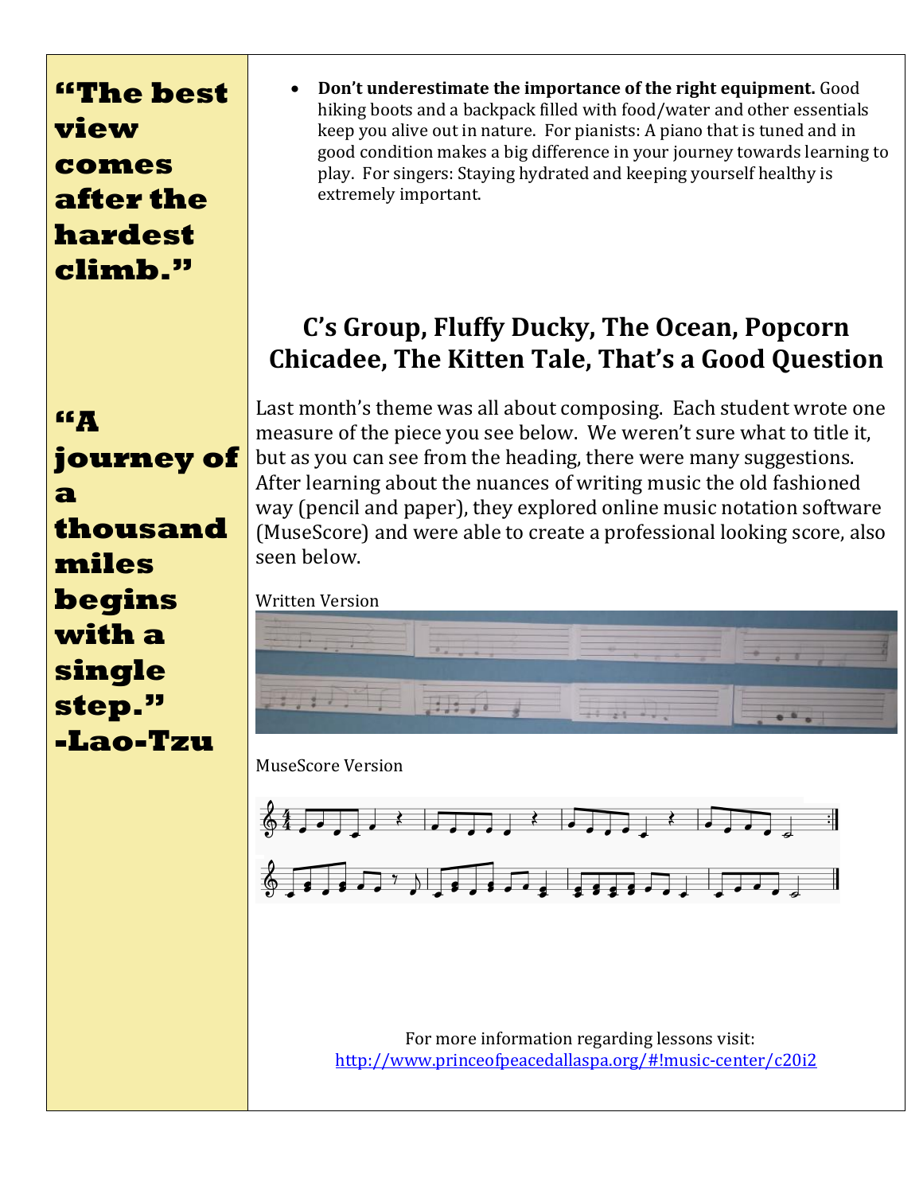**"The best view comes after the hardest climb."**

**"A journey of a thousand miles begins with a single step." -Lao-Tzu**

- **Don't underestimate the importance of the right equipment.** Good hiking boots and a backpack filled with food/water and other essentials keep you alive out in nature. For pianists: A piano that is tuned and in good condition makes a big difference in your journey towards learning to play. For singers: Staying hydrated and keeping yourself healthy is extremely important.

## C's Group, Fluffy Ducky, The Ocean, Popcorn Chicadee, The Kitten Tale, That's a Good Question

Last month's theme was all about composing. Each student wrote one measure of the piece you see below. We weren't sure what to title it, but as you can see from the heading, there were many suggestions. After learning about the nuances of writing music the old fashioned way (pencil and paper), they explored online music notation software (MuseScore) and were able to create a professional looking score, also seen below.

Written Version

MuseScore Version

For more information regarding lessons visit: http://www.princeofpeacedallaspa.org/#!music-center/c20i2